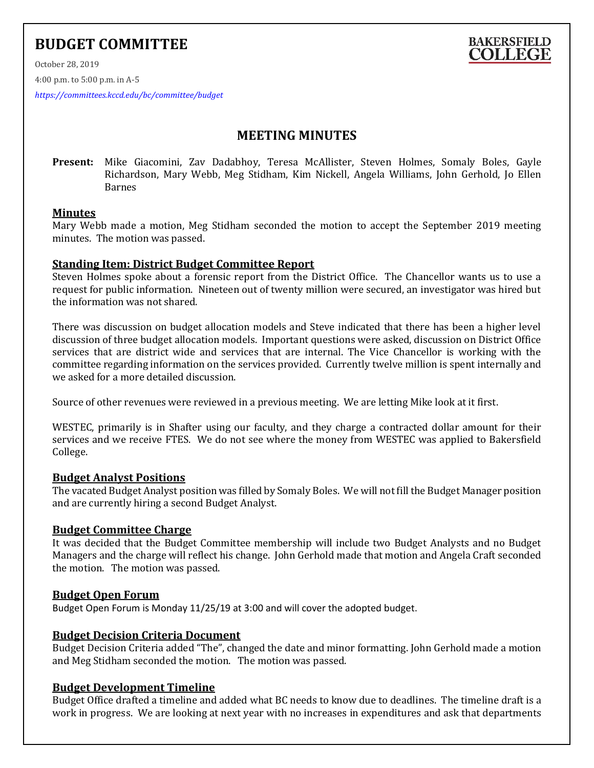# BUDGET COMMITTEE

BAKERSFIELD COLLEGE

October 28, 2019

4:00 p.m. to 5:00 p.m. in A-5

*https://committees.kccd.edu/bc/committee/budget*

## MEETING MINUTES

**Present:** Mike Giacomini, Zav Dadabhoy, Teresa McAllister, Steven Holmes, Somaly Boles, Gayle Richardson, Mary Webb, Meg Stidham, Kim Nickell, Angela Williams, John Gerhold, Jo Ellen Barnes

### Minutes

Mary Webb made a motion, Meg Stidham seconded the motion to accept the September 2019 meeting minutes. The motion was passed.

### Standing Item: District Budget Committee Report

Steven Holmes spoke about a forensic report from the District Office. The Chancellor wants us to use a request for public information. Nineteen out of twenty million were secured, an investigator was hired but the information was not shared.

There was discussion on budget allocation models and Steve indicated that there has been a higher level discussion of three budget allocation models. Important questions were asked, discussion on District Office services that are district wide and services that are internal. The Vice Chancellor is working with the committee regarding information on the services provided. Currently twelve million is spent internally and we asked for a more detailed discussion.

Source of other revenues were reviewed in a previous meeting. We are letting Mike look at it first.

WESTEC, primarily is in Shafter using our faculty, and they charge a contracted dollar amount for their services and we receive FTES. We do not see where the money from WESTEC was applied to Bakersfield College.

### Budget Analyst Positions

The vacated Budget Analyst position was filled by Somaly Boles. We will not fill the Budget Manager position and are currently hiring a second Budget Analyst.

### Budget Committee Charge

It was decided that the Budget Committee membership will include two Budget Analysts and no Budget Managers and the charge will reflect his change. John Gerhold made that motion and Angela Craft seconded the motion. The motion was passed.

### Budget Open Forum

Budget Open Forum is Monday 11/25/19 at 3:00 and will cover the adopted budget.

### Budget Decision Criteria Document

Budget Decision Criteria added "The", changed the date and minor formatting. John Gerhold made a motion and Meg Stidham seconded the motion. The motion was passed.

### Budget Development Timeline

Budget Office drafted a timeline and added what BC needs to know due to deadlines. The timeline draft is a work in progress. We are looking at next year with no increases in expenditures and ask that departments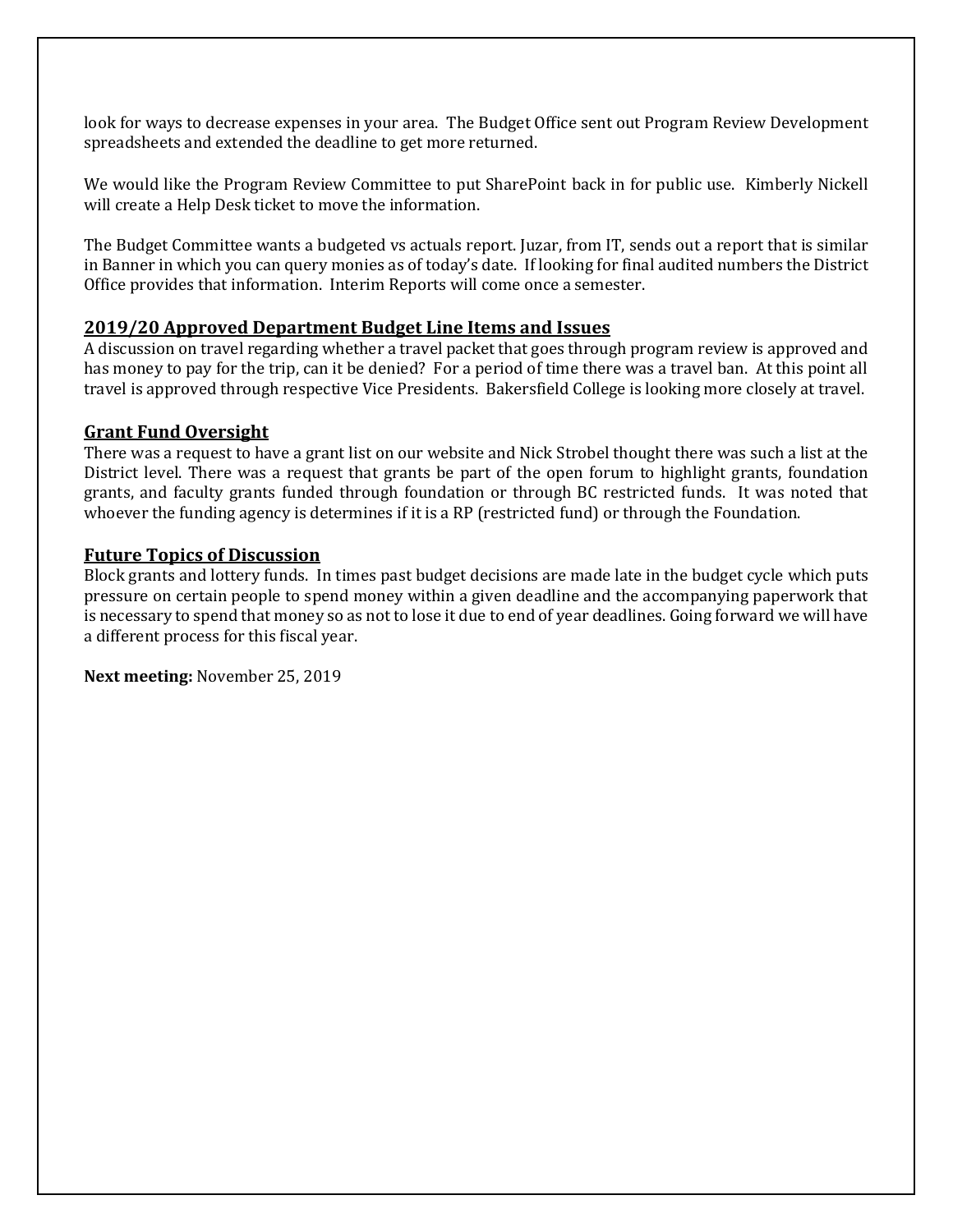look for ways to decrease expenses in your area. The Budget Office sent out Program Review Development spreadsheets and extended the deadline to get more returned.

We would like the Program Review Committee to put SharePoint back in for public use. Kimberly Nickell will create a Help Desk ticket to move the information.

The Budget Committee wants a budgeted vs actuals report. Juzar, from IT, sends out a report that is similar in Banner in which you can query monies as of today's date. If looking for final audited numbers the District Office provides that information. Interim Reports will come once a semester.

## 2019/20 Approved Department Budget Line Items and Issues

A discussion on travel regarding whether a travel packet that goes through program review is approved and has money to pay for the trip, can it be denied? For a period of time there was a travel ban. At this point all travel is approved through respective Vice Presidents. Bakersfield College is looking more closely at travel.

## Grant Fund Oversight

There was a request to have a grant list on our website and Nick Strobel thought there was such a list at the District level. There was a request that grants be part of the open forum to highlight grants, foundation grants, and faculty grants funded through foundation or through BC restricted funds. It was noted that whoever the funding agency is determines if it is a RP (restricted fund) or through the Foundation.

## Future Topics of Discussion

Block grants and lottery funds. In times past budget decisions are made late in the budget cycle which puts pressure on certain people to spend money within a given deadline and the accompanying paperwork that is necessary to spend that money so as not to lose it due to end of year deadlines. Going forward we will have a different process for this fiscal year.

**Next meeting:** November 25, 2019